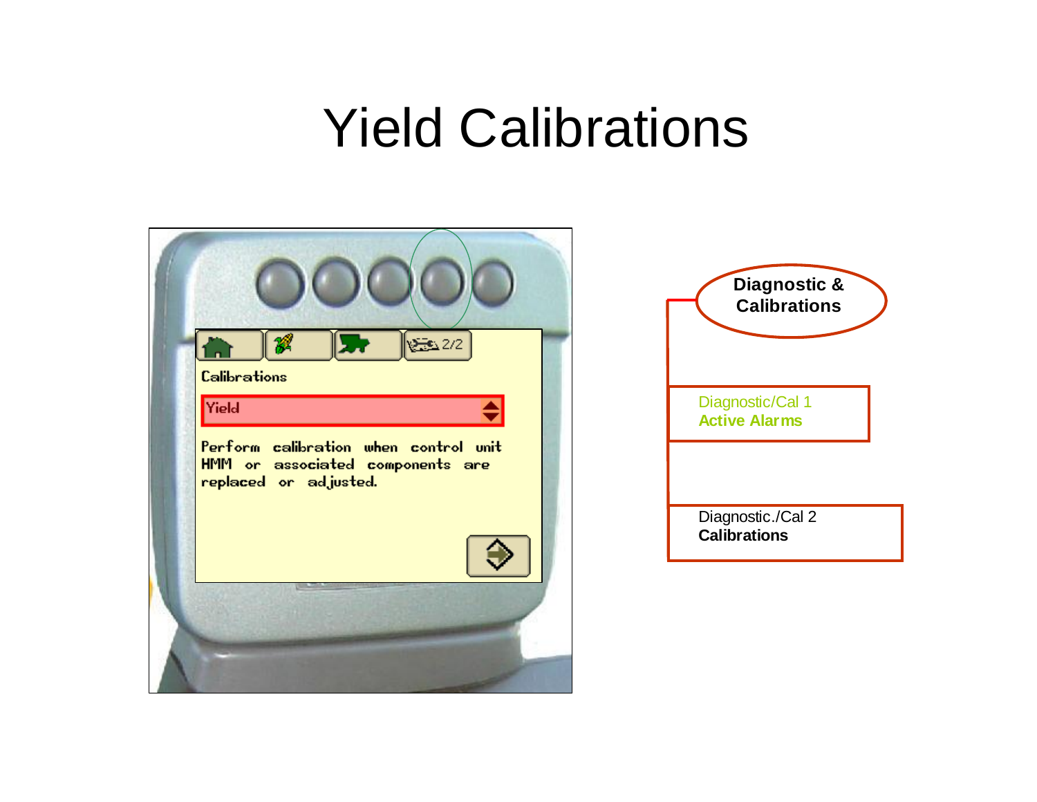# Yield Calibrations

Calibrations

Yield

Perform calibration when control unit HMM or associated components are replaced or adjusted.

**Diagnostic & Calibrations**

Diagnostic/Cal 1
**Active Alarms**

Diagnostic./Cal 2
**Calibrations**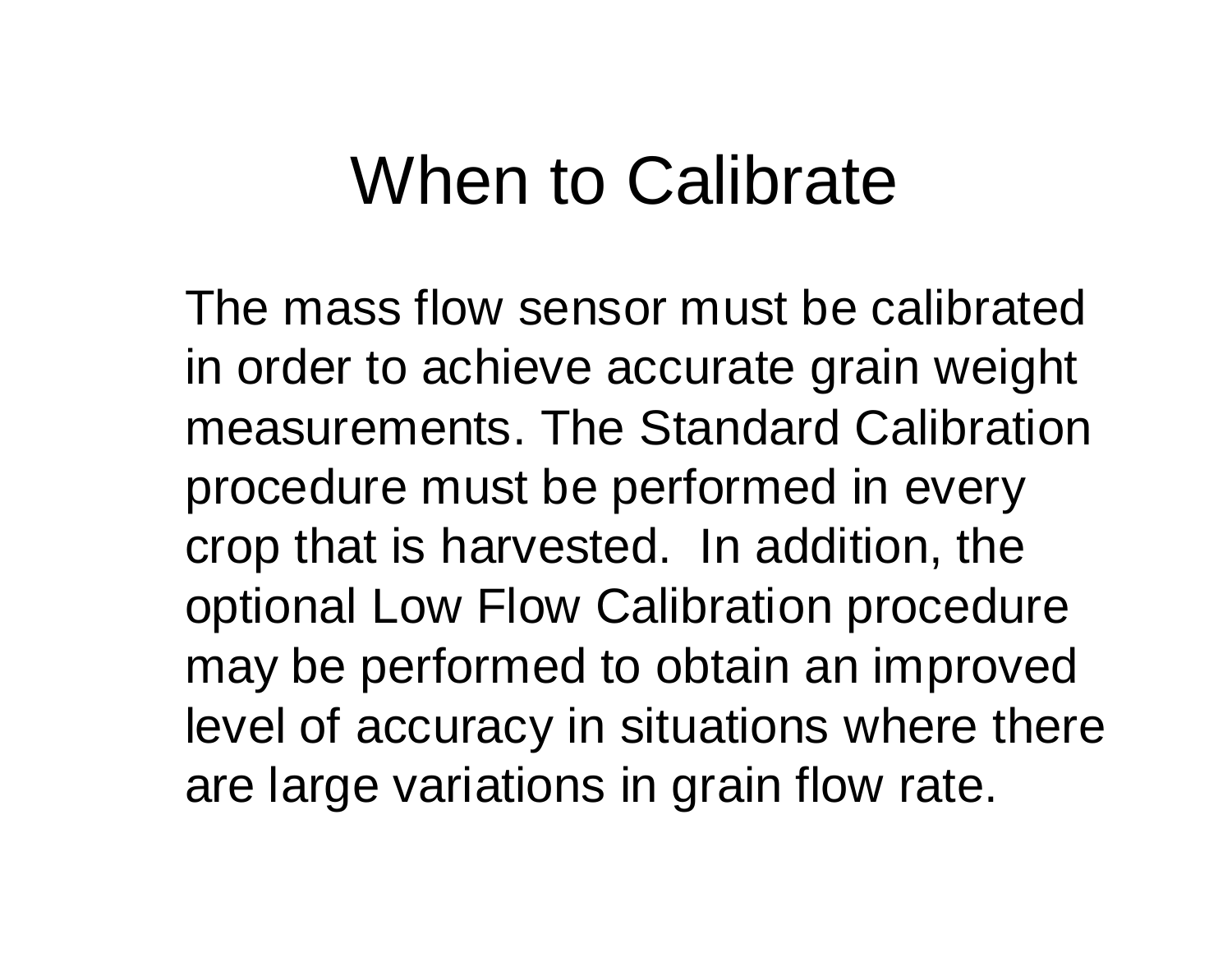# When to Calibrate

The mass flow sensor must be calibrated in order to achieve accurate grain weight measurements. The Standard Calibration procedure must be performed in every crop that is harvested. In addition, the optional Low Flow Calibration procedure may be performed to obtain an improved level of accuracy in situations where there are large variations in grain flow rate.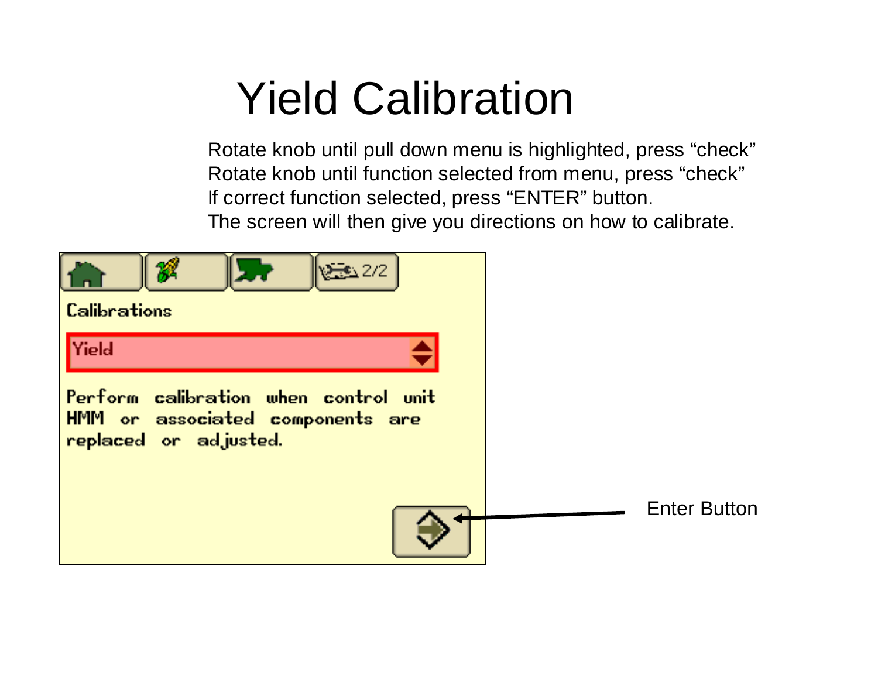# Yield Calibration

Rotate knob until pull down menu is highlighted, press "check"
Rotate knob until function selected from menu, press "check"
If correct function selected, press "ENTER" button.
The screen will then give you directions on how to calibrate.

2/2

Calibrations

Yield

Perform calibration when control unit HMM or associated components are replaced or adjusted.

Enter Button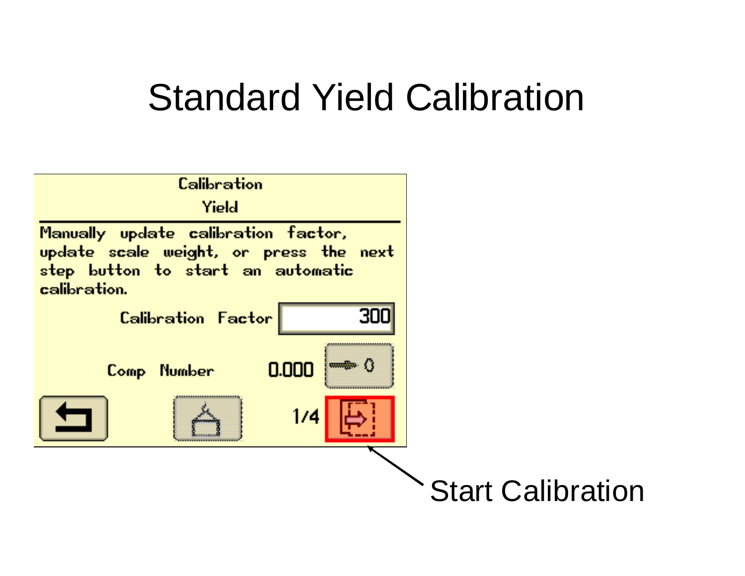# Standard Yield Calibration

Calibration

Yield

Manually update calibration factor, update scale weight, or press the next step button to start an automatic calibration.

Calibration Factor 300

Comp Number 0.000

1/4

Start Calibration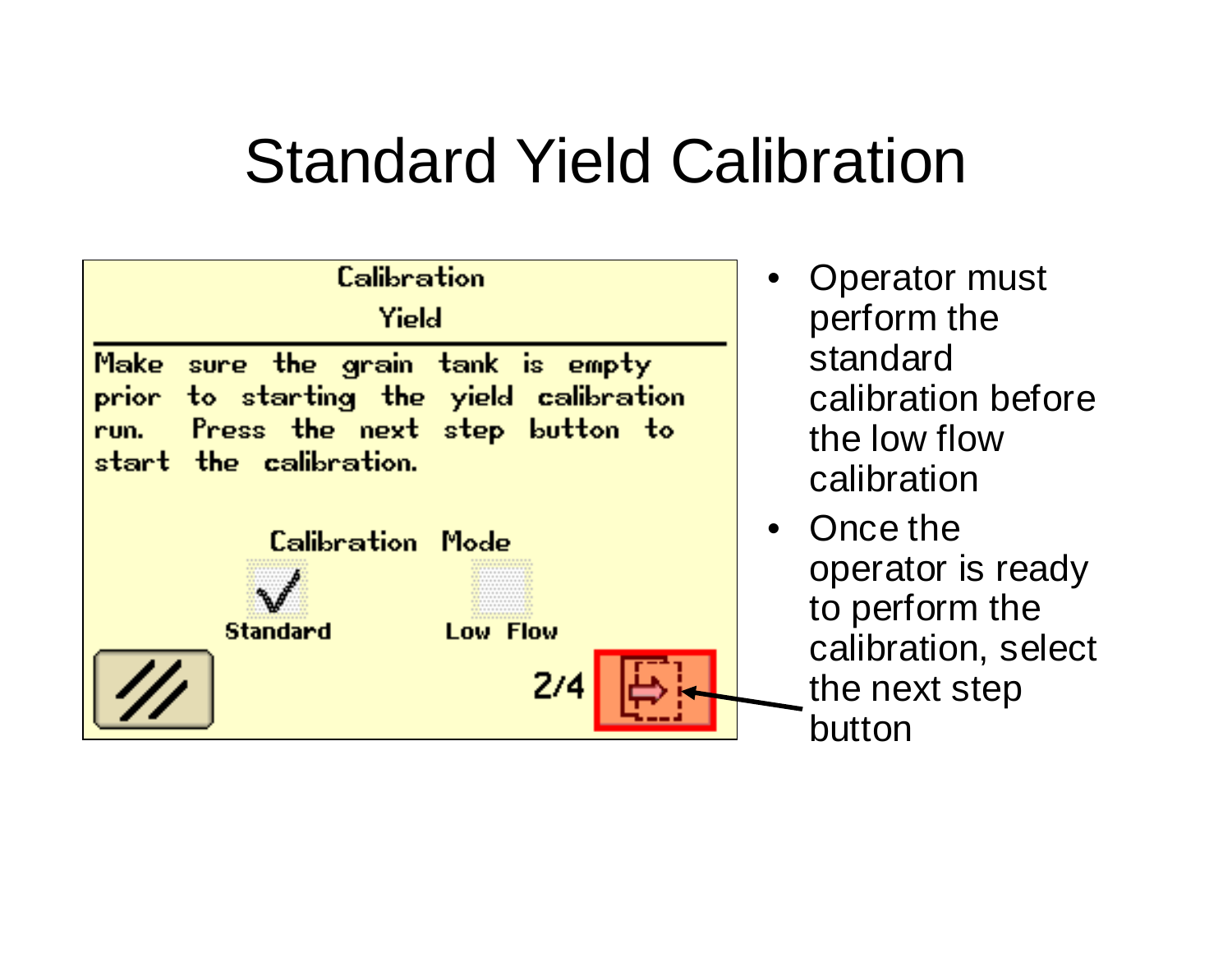# Standard Yield Calibration

Calibration

Yield

Make sure the grain tank is empty prior to starting the yield calibration run. Press the next step button to start the calibration.

Calibration Mode

Standard Low Flow

2/4

- Operator must perform the standard calibration before the low flow calibration
- Once the operator is ready to perform the calibration, select the next step button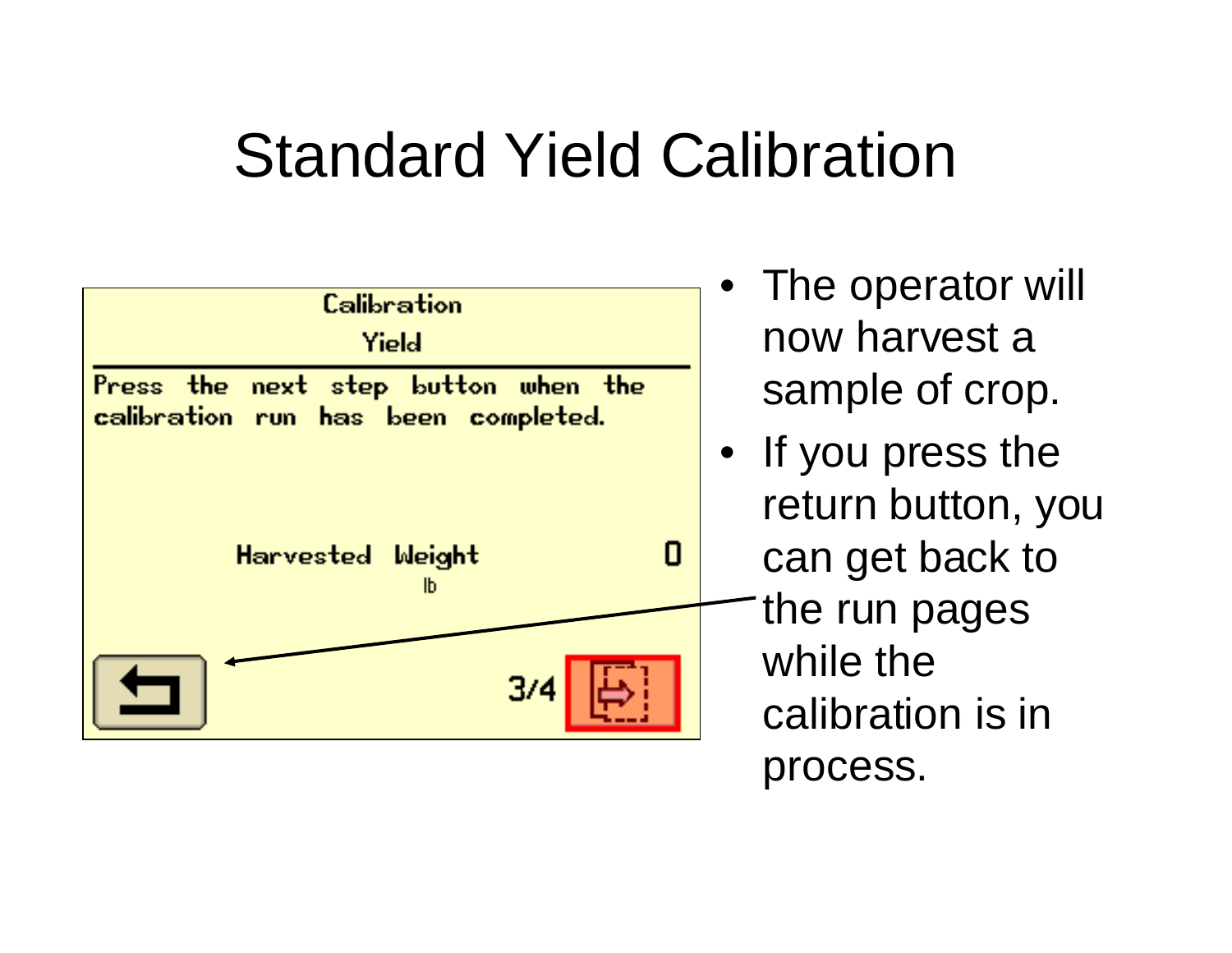# Standard Yield Calibration

Calibration

Yield

Press the next step button when the calibration run has been completed.

Harvested Weight 0

lb

3/4

- The operator will now harvest a sample of crop.
- If you press the return button, you can get back to the run pages while the calibration is in process.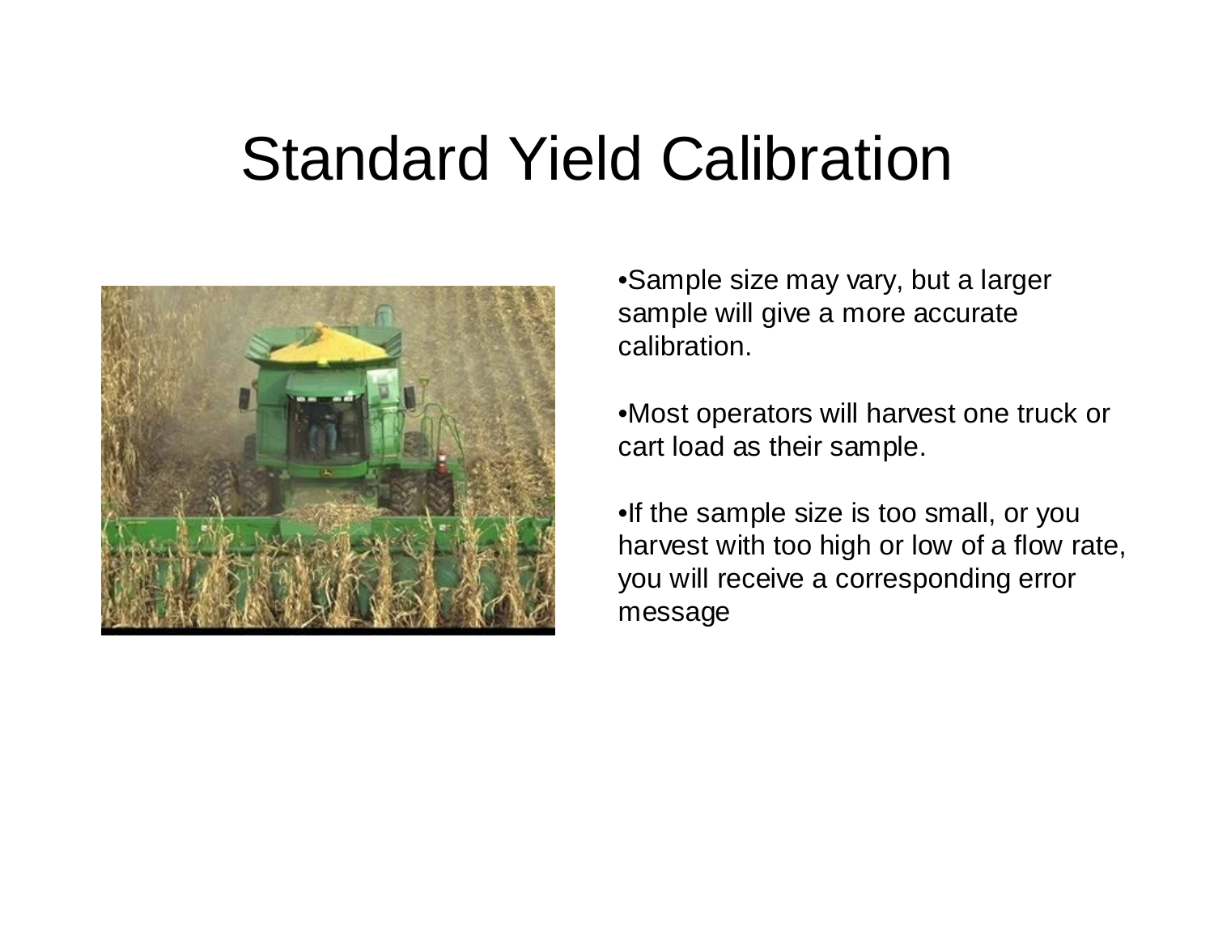# Standard Yield Calibration

- Sample size may vary, but a larger sample will give a more accurate calibration.

- Most operators will harvest one truck or cart load as their sample.

- If the sample size is too small, or you harvest with too high or low of a flow rate, you will receive a corresponding error message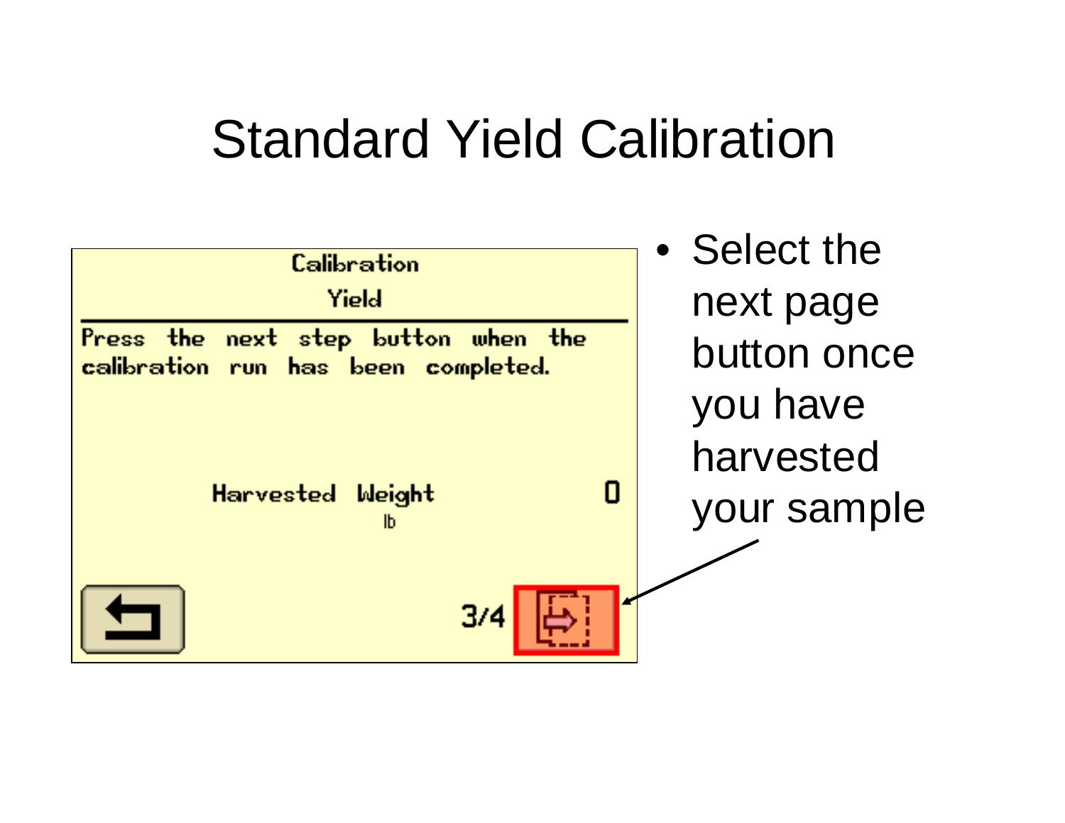# Standard Yield Calibration

Calibration

Yield

Press the next step button when the calibration run has been completed.

Harvested Weight 0

lb

3/4

- Select the next page button once you have harvested your sample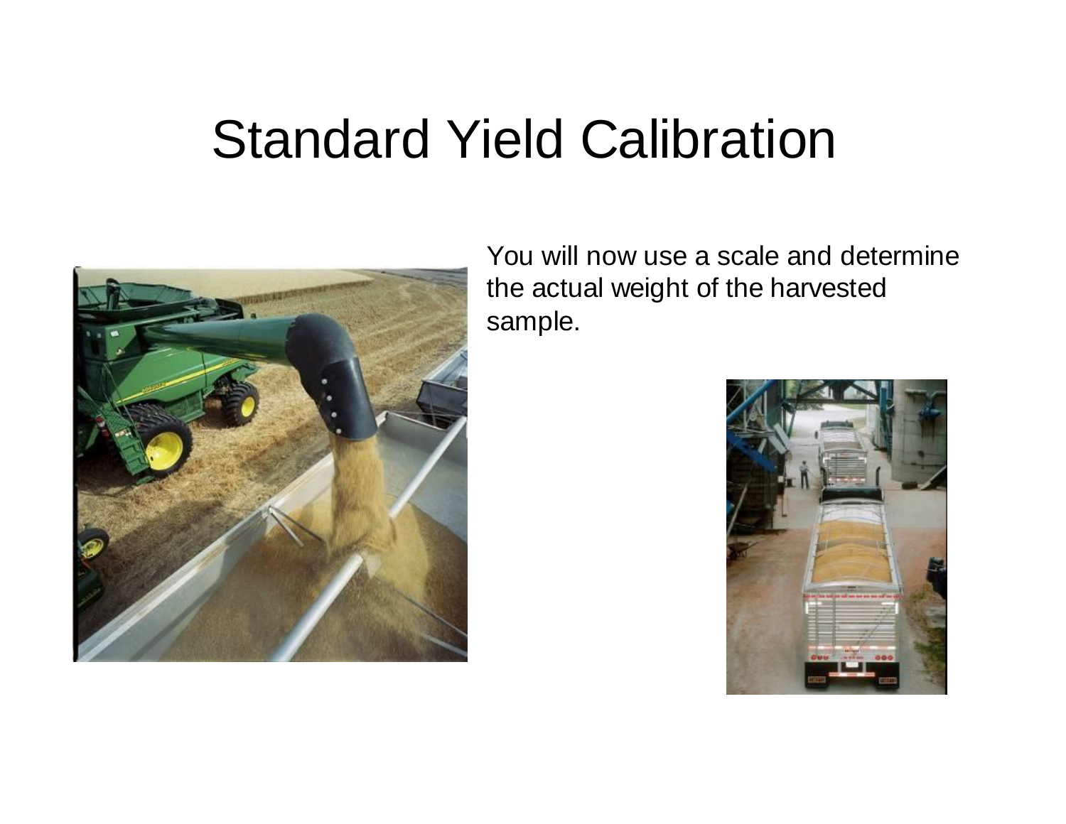# Standard Yield Calibration

You will now use a scale and determine the actual weight of the harvested sample.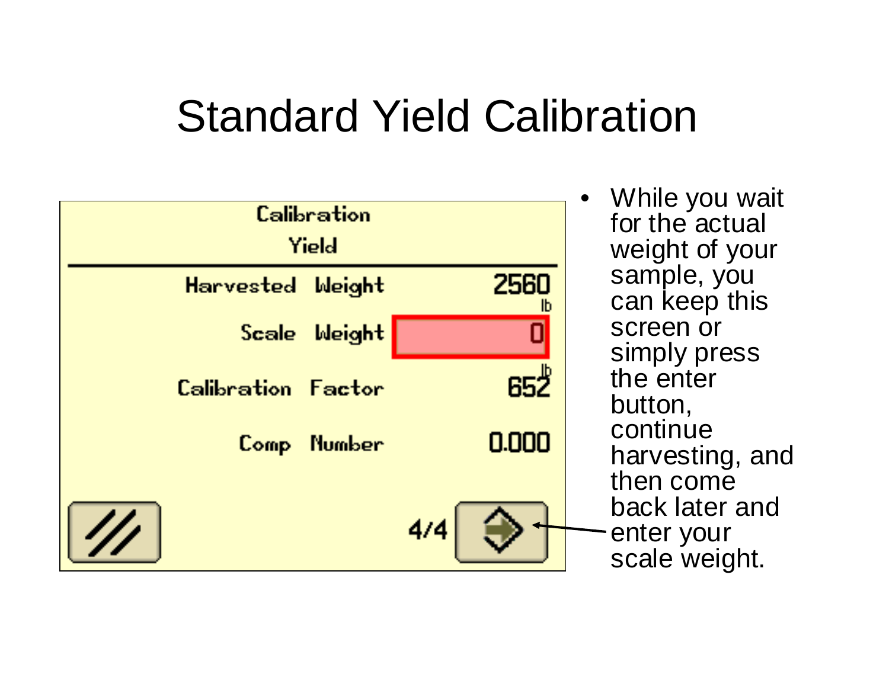# Standard Yield Calibration

Calibration
Yield

| | |
|---|---|
| Harvested Weight | 2560 lb |
| Scale Weight | 0 lb |
| Calibration Factor | 652 |
| Comp Number | 0.000 |

4/4

- While you wait for the actual weight of your sample, you can keep this screen or simply press the enter button, continue harvesting, and then come back later and enter your scale weight.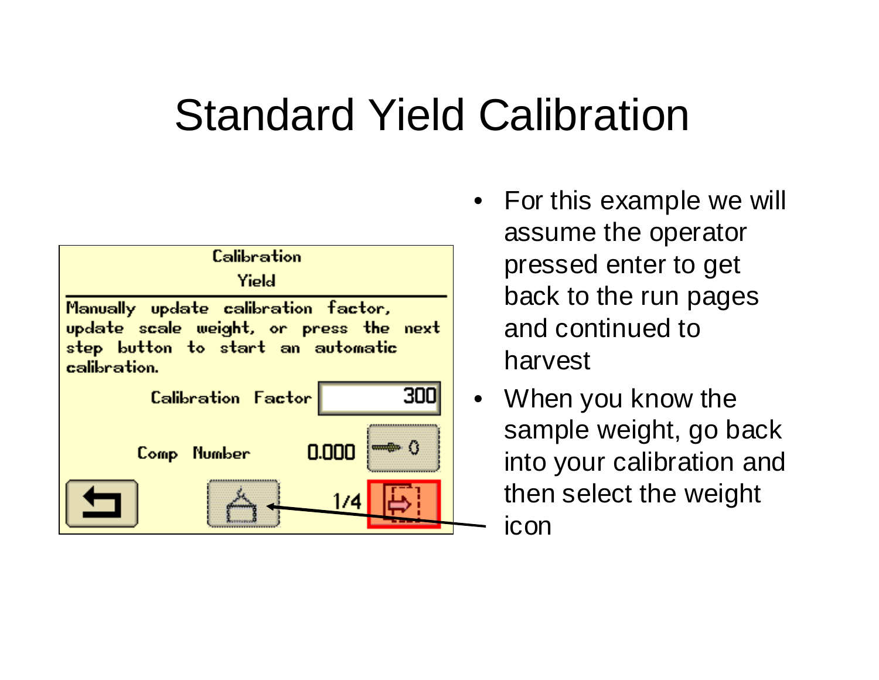# Standard Yield Calibration

Calibration

Yield

Manually update calibration factor, update scale weight, or press the next step button to start an automatic calibration.

Calibration Factor 300

Comp Number 0.000

1/4

- For this example we will assume the operator pressed enter to get back to the run pages and continued to harvest
- When you know the sample weight, go back into your calibration and then select the weight icon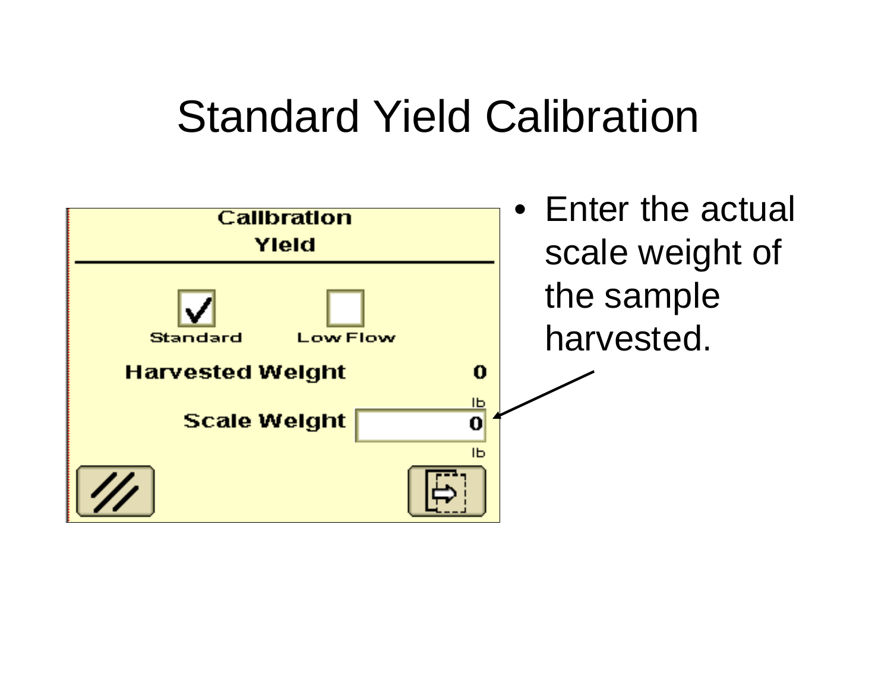# Standard Yield Calibration

Calibration
Yield

Standard
Low Flow

Harvested Weight 0 lb

Scale Weight 0 lb

- Enter the actual scale weight of the sample harvested.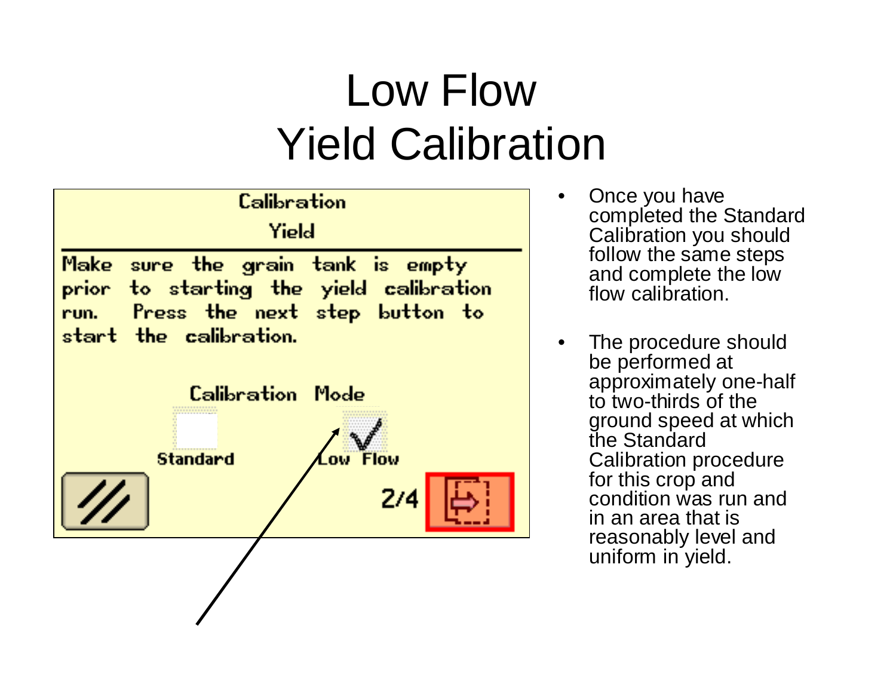# Low Flow Yield Calibration

Calibration

Yield

Make sure the grain tank is empty prior to starting the yield calibration run. Press the next step button to start the calibration.

Calibration Mode

Standard

Low Flow

2/4

- Once you have completed the Standard Calibration you should follow the same steps and complete the low flow calibration.
- The procedure should be performed at approximately one-half to two-thirds of the ground speed at which the Standard Calibration procedure for this crop and condition was run and in an area that is reasonably level and uniform in yield.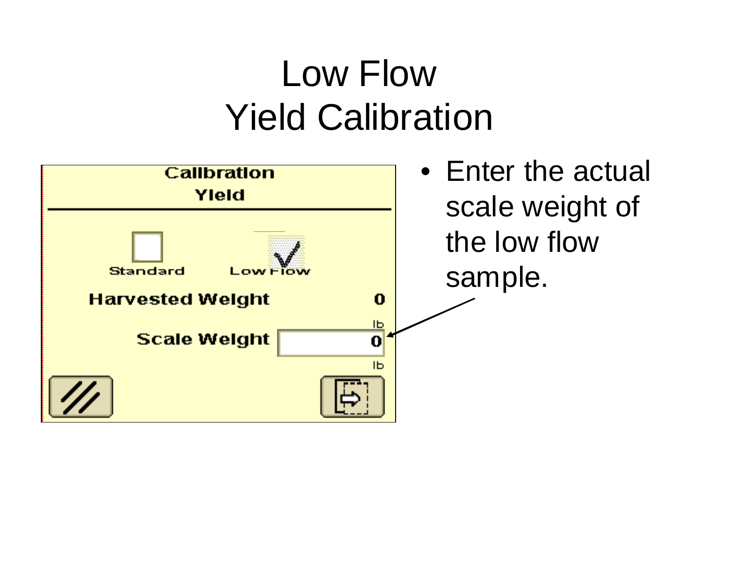# Low Flow Yield Calibration

Calibration
Yield

Standard    Low Flow

Harvested Weight 0 lb

Scale Weight 0 lb

- Enter the actual scale weight of the low flow sample.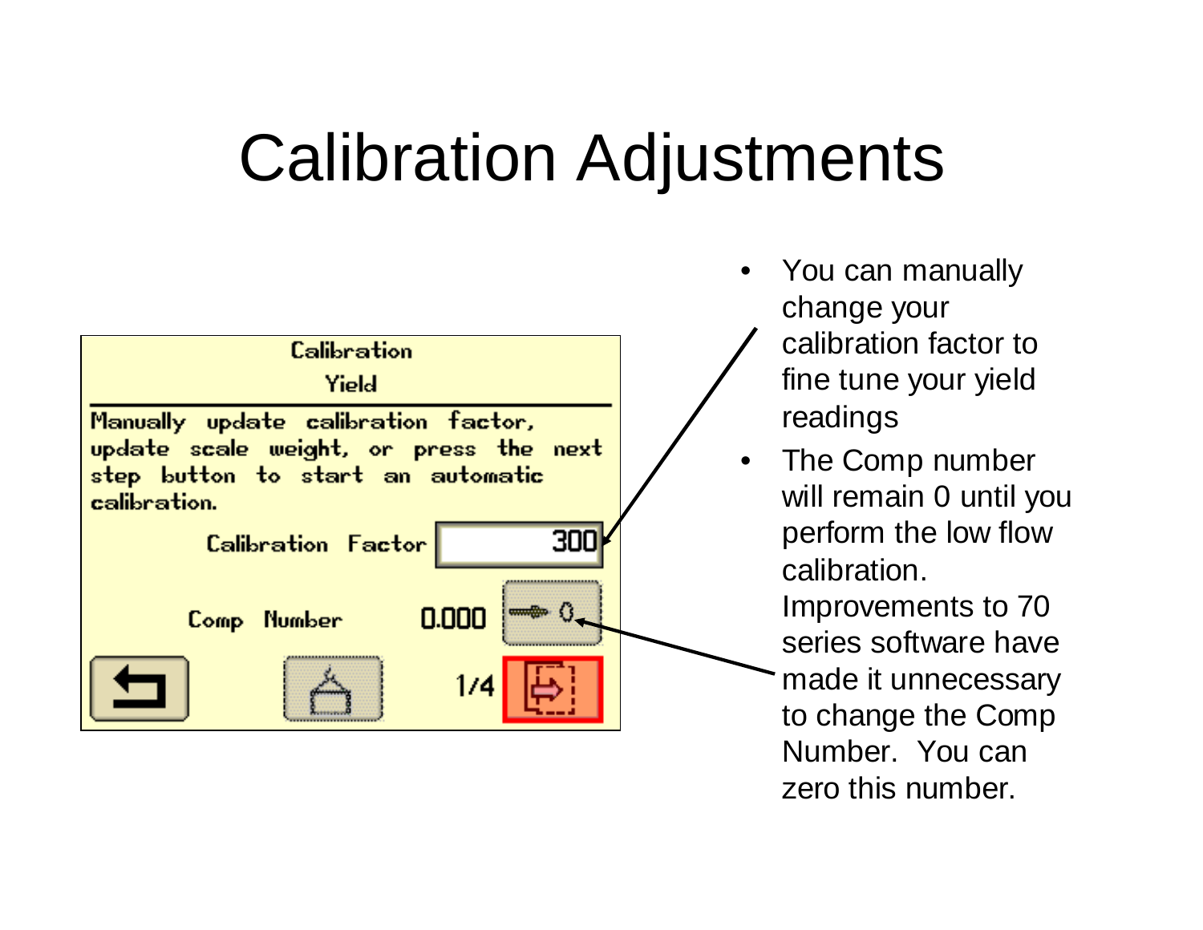# Calibration Adjustments

Calibration

Yield

Manually update calibration factor, update scale weight, or press the next step button to start an automatic calibration.

Calibration Factor 300

Comp Number 0.000

1/4

- You can manually change your calibration factor to fine tune your yield readings
- The Comp number will remain 0 until you perform the low flow calibration. Improvements to 70 series software have made it unnecessary to change the Comp Number. You can zero this number.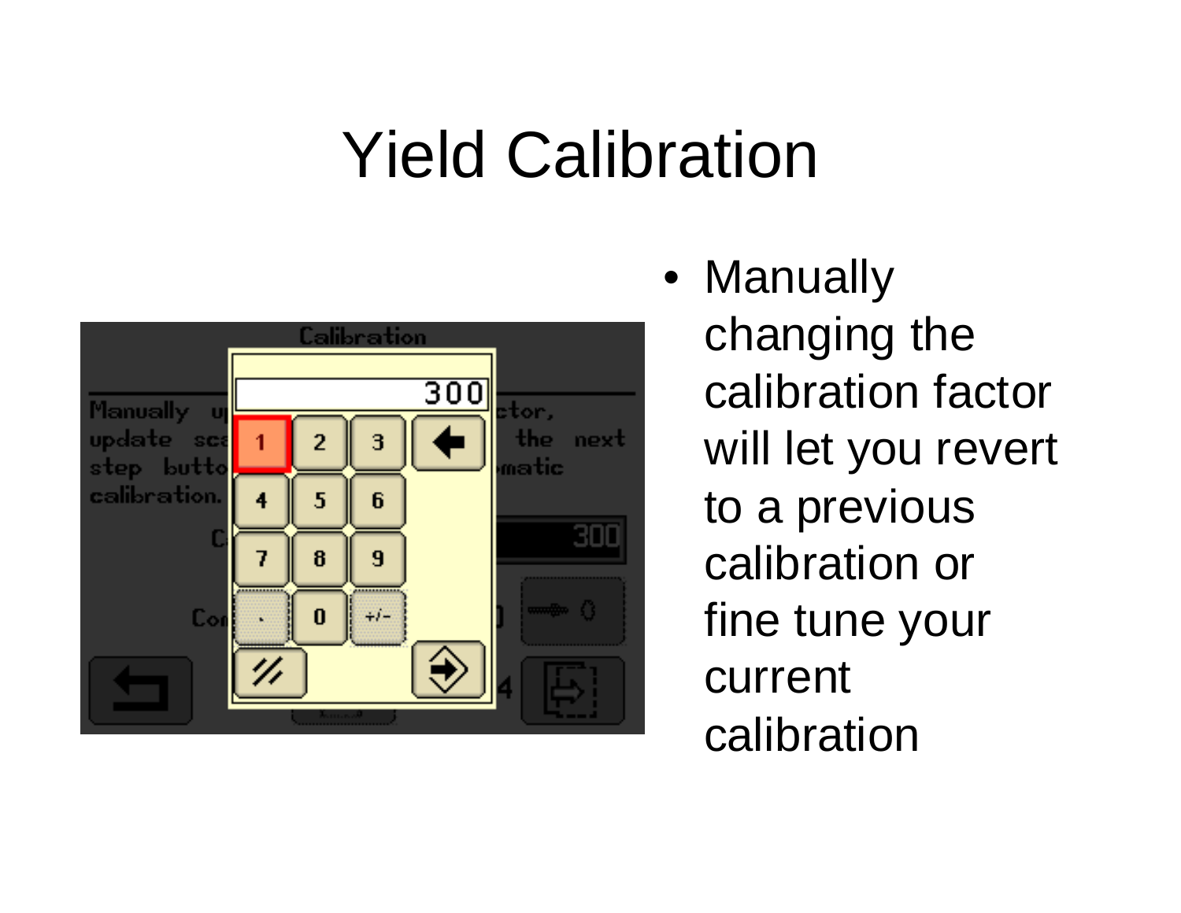# Yield Calibration

- Manually changing the calibration factor will let you revert to a previous calibration or fine tune your current calibration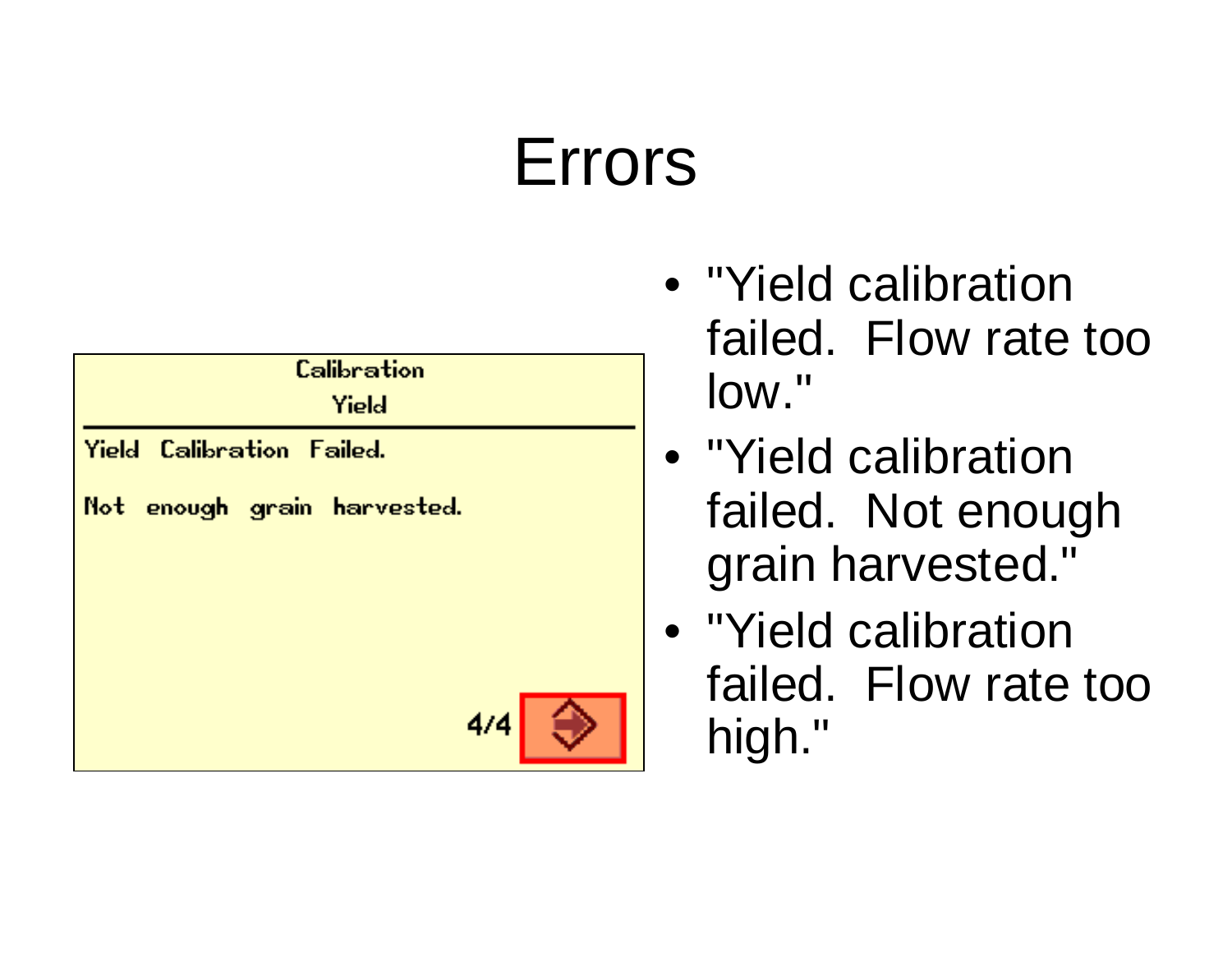# Errors

Calibration
Yield

Yield Calibration Failed.

Not enough grain harvested.

4/4

- "Yield calibration failed.  Flow rate too low."
- "Yield calibration failed.  Not enough grain harvested."
- "Yield calibration failed.  Flow rate too high."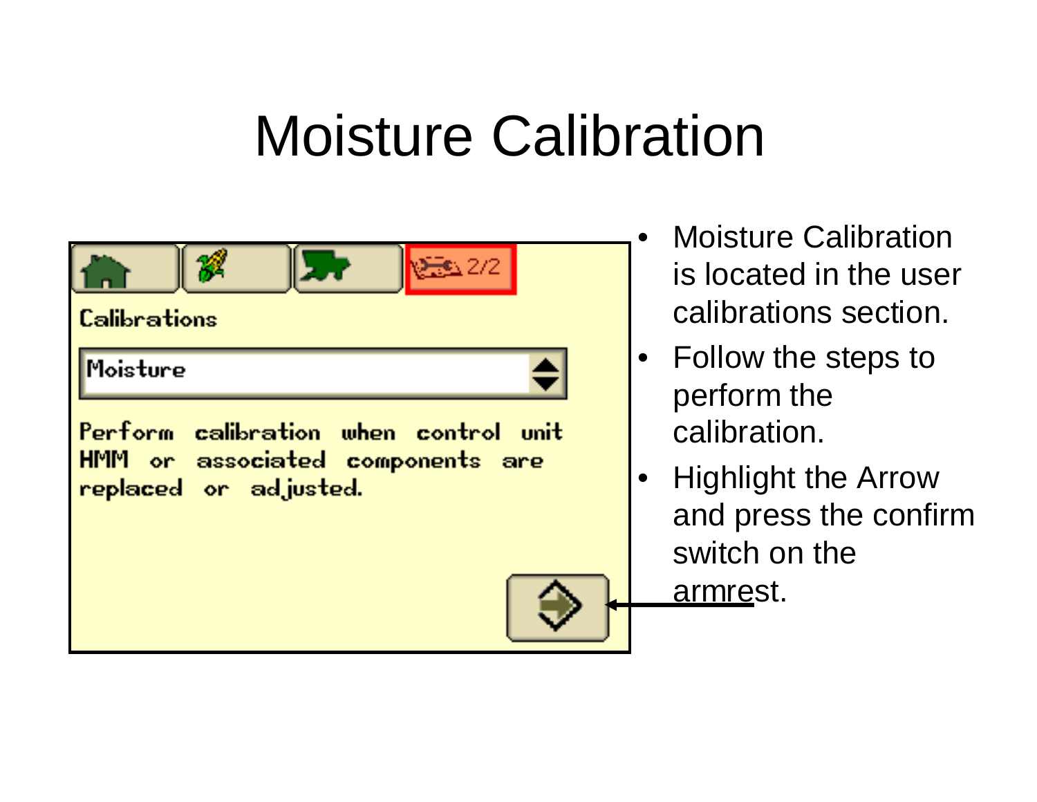# Moisture Calibration

Calibrations

Moisture

Perform calibration when control unit HMM or associated components are replaced or adjusted.

- Moisture Calibration is located in the user calibrations section.
- Follow the steps to perform the calibration.
- Highlight the Arrow and press the confirm switch on the armrest.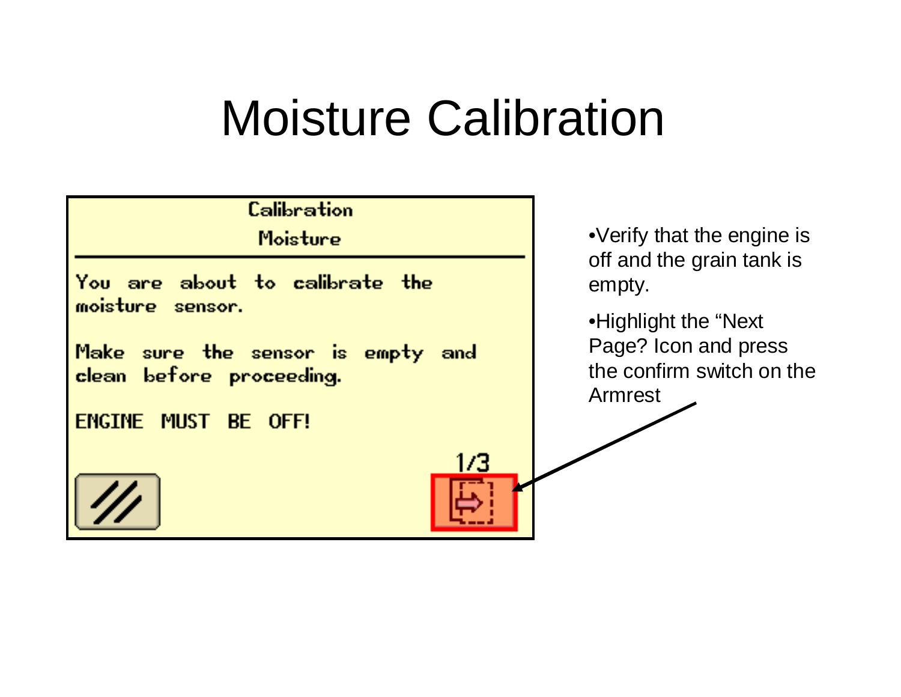# Moisture Calibration

Calibration

Moisture

You are about to calibrate the moisture sensor.

Make sure the sensor is empty and clean before proceeding.

ENGINE MUST BE OFF!

1/3

- Verify that the engine is off and the grain tank is empty.
- Highlight the "Next Page? Icon and press the confirm switch on the Armrest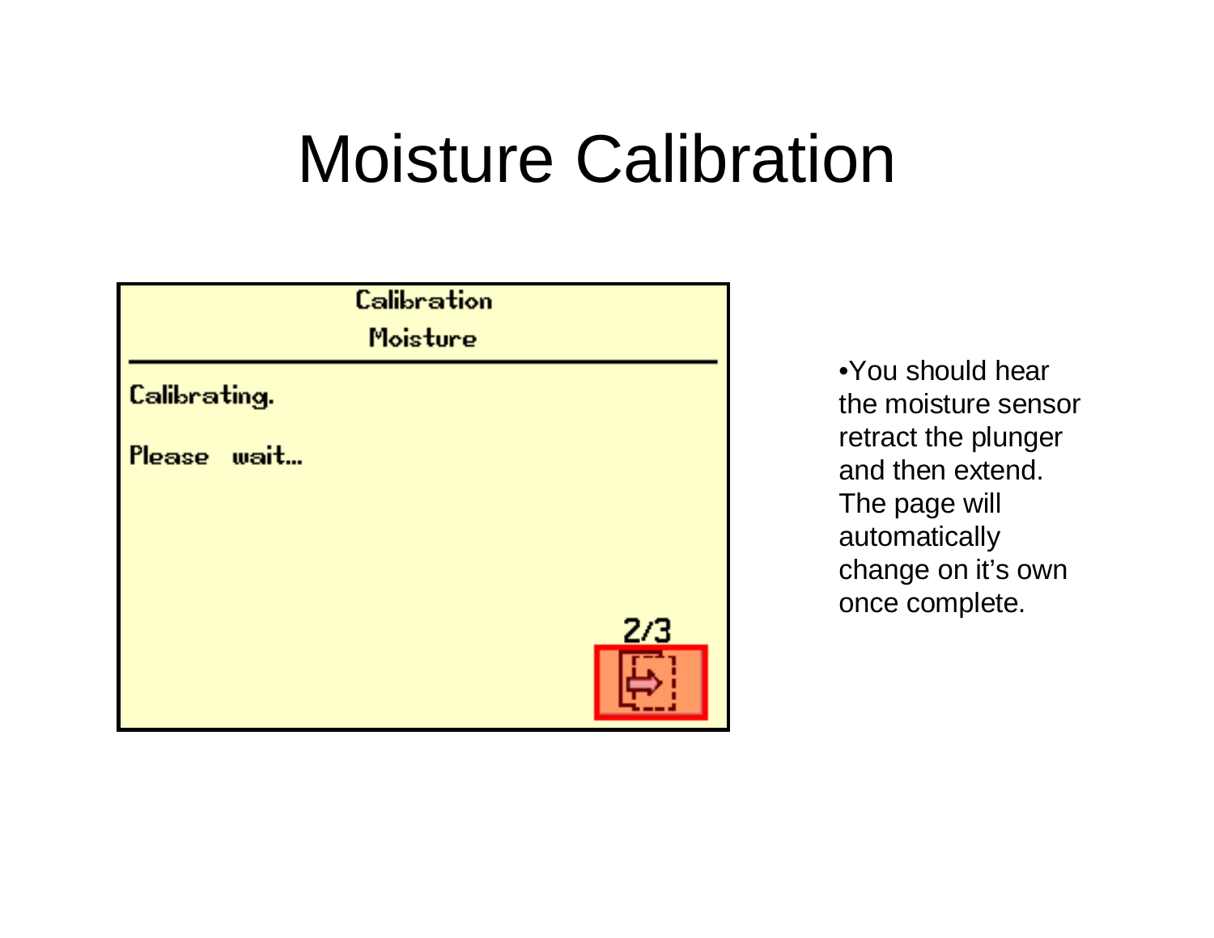# Moisture Calibration

Calibration

Moisture

Calibrating.

Please wait...

2/3

- You should hear the moisture sensor retract the plunger and then extend. The page will automatically change on it's own once complete.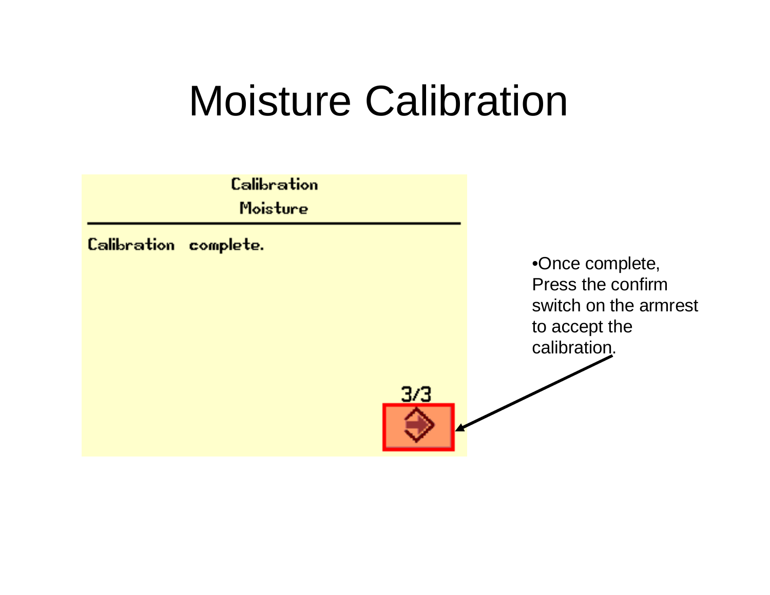# Moisture Calibration

Calibration

Moisture

Calibration complete.

3/3

- Once complete, Press the confirm switch on the armrest to accept the calibration.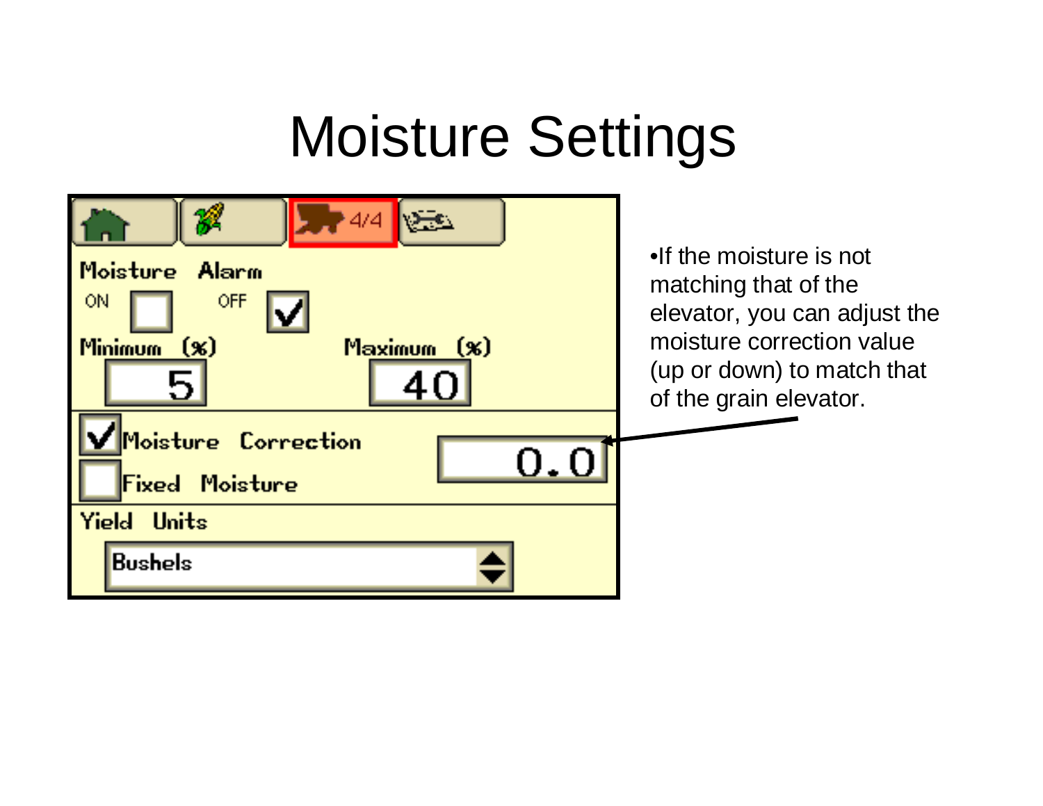# Moisture Settings

Moisture Alarm

ON OFF ✓

Minimum (%) 5

Maximum (%) 40

✓ Moisture Correction 0.0

Fixed Moisture

Yield Units

Bushels

- If the moisture is not matching that of the elevator, you can adjust the moisture correction value (up or down) to match that of the grain elevator.